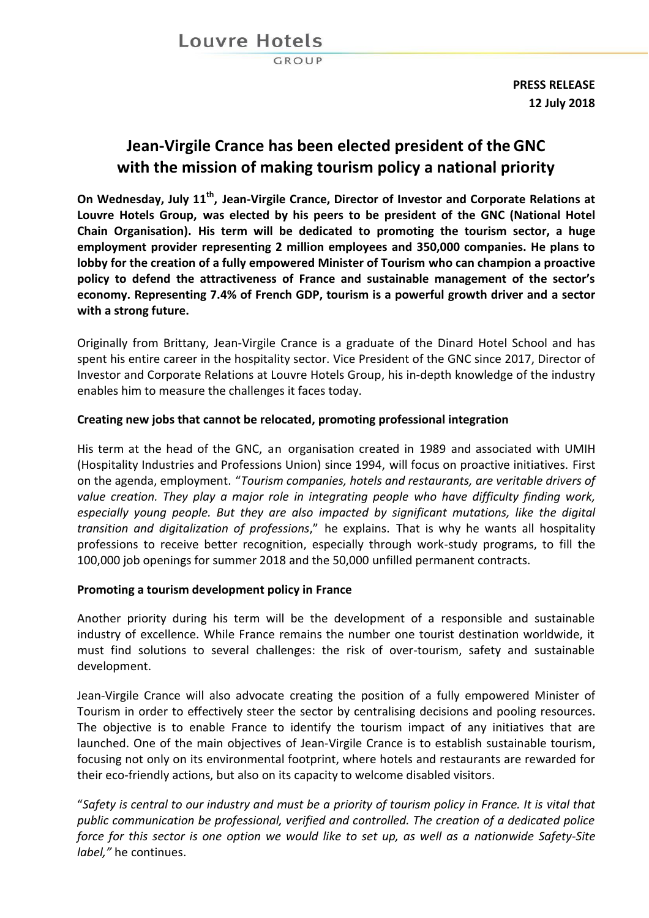Louvre Hotels
GROUP

**PRESS RELEASE**
**12 July 2018**

# Jean-Virgile Crance has been elected president of the GNC with the mission of making tourism policy a national priority

**On Wednesday, July 11th, Jean-Virgile Crance, Director of Investor and Corporate Relations at Louvre Hotels Group, was elected by his peers to be president of the GNC (National Hotel Chain Organisation). His term will be dedicated to promoting the tourism sector, a huge employment provider representing 2 million employees and 350,000 companies. He plans to lobby for the creation of a fully empowered Minister of Tourism who can champion a proactive policy to defend the attractiveness of France and sustainable management of the sector's economy. Representing 7.4% of French GDP, tourism is a powerful growth driver and a sector with a strong future.**

Originally from Brittany, Jean-Virgile Crance is a graduate of the Dinard Hotel School and has spent his entire career in the hospitality sector. Vice President of the GNC since 2017, Director of Investor and Corporate Relations at Louvre Hotels Group, his in-depth knowledge of the industry enables him to measure the challenges it faces today.

### Creating new jobs that cannot be relocated, promoting professional integration

His term at the head of the GNC, an organisation created in 1989 and associated with UMIH (Hospitality Industries and Professions Union) since 1994, will focus on proactive initiatives. First on the agenda, employment. "*Tourism companies, hotels and restaurants, are veritable drivers of value creation. They play a major role in integrating people who have difficulty finding work, especially young people. But they are also impacted by significant mutations, like the digital transition and digitalization of professions*," he explains. That is why he wants all hospitality professions to receive better recognition, especially through work-study programs, to fill the 100,000 job openings for summer 2018 and the 50,000 unfilled permanent contracts.

### Promoting a tourism development policy in France

Another priority during his term will be the development of a responsible and sustainable industry of excellence. While France remains the number one tourist destination worldwide, it must find solutions to several challenges: the risk of over-tourism, safety and sustainable development.

Jean-Virgile Crance will also advocate creating the position of a fully empowered Minister of Tourism in order to effectively steer the sector by centralising decisions and pooling resources. The objective is to enable France to identify the tourism impact of any initiatives that are launched. One of the main objectives of Jean-Virgile Crance is to establish sustainable tourism, focusing not only on its environmental footprint, where hotels and restaurants are rewarded for their eco-friendly actions, but also on its capacity to welcome disabled visitors.

"*Safety is central to our industry and must be a priority of tourism policy in France. It is vital that public communication be professional, verified and controlled. The creation of a dedicated police force for this sector is one option we would like to set up, as well as a nationwide Safety-Site label,"* he continues.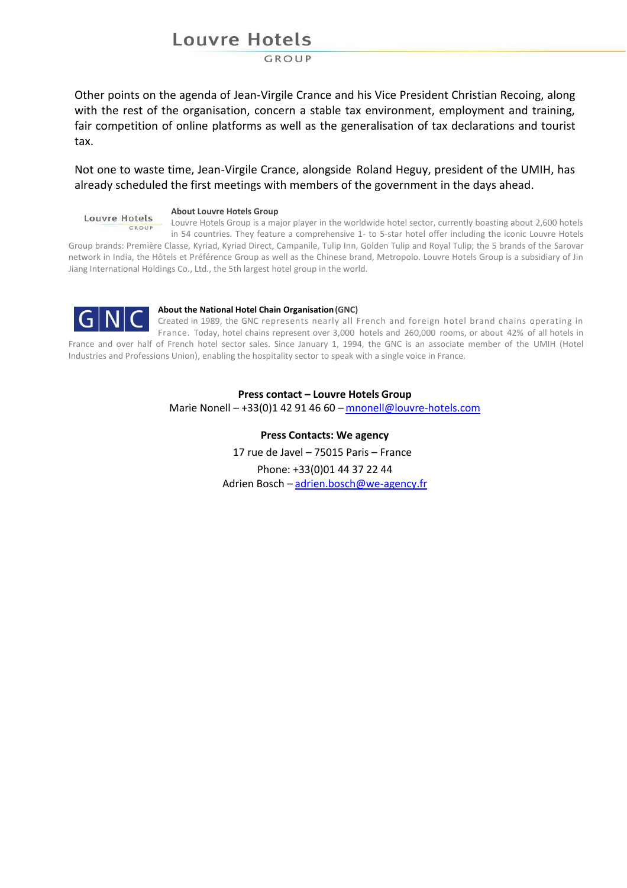Other points on the agenda of Jean-Virgile Crance and his Vice President Christian Recoing, along with the rest of the organisation, concern a stable tax environment, employment and training, fair competition of online platforms as well as the generalisation of tax declarations and tourist tax.

Not one to waste time, Jean-Virgile Crance, alongside Roland Heguy, president of the UMIH, has already scheduled the first meetings with members of the government in the days ahead.

**About Louvre Hotels Group**

Louvre Hotels Group is a major player in the worldwide hotel sector, currently boasting about 2,600 hotels in 54 countries. They feature a comprehensive 1- to 5-star hotel offer including the iconic Louvre Hotels Group brands: Première Classe, Kyriad, Kyriad Direct, Campanile, Tulip Inn, Golden Tulip and Royal Tulip; the 5 brands of the Sarovar network in India, the Hôtels et Préférence Group as well as the Chinese brand, Metropolo. Louvre Hotels Group is a subsidiary of Jin Jiang International Holdings Co., Ltd., the 5th largest hotel group in the world.

**About the National Hotel Chain Organisation (GNC)**

Created in 1989, the GNC represents nearly all French and foreign hotel brand chains operating in France. Today, hotel chains represent over 3,000 hotels and 260,000 rooms, or about 42% of all hotels in France and over half of French hotel sector sales. Since January 1, 1994, the GNC is an associate member of the UMIH (Hotel Industries and Professions Union), enabling the hospitality sector to speak with a single voice in France.

**Press contact – Louvre Hotels Group**

Marie Nonell – +33(0)1 42 91 46 60 – mnonell@louvre-hotels.com

**Press Contacts: We agency**

17 rue de Javel – 75015 Paris – France

Phone: +33(0)01 44 37 22 44

Adrien Bosch – adrien.bosch@we-agency.fr